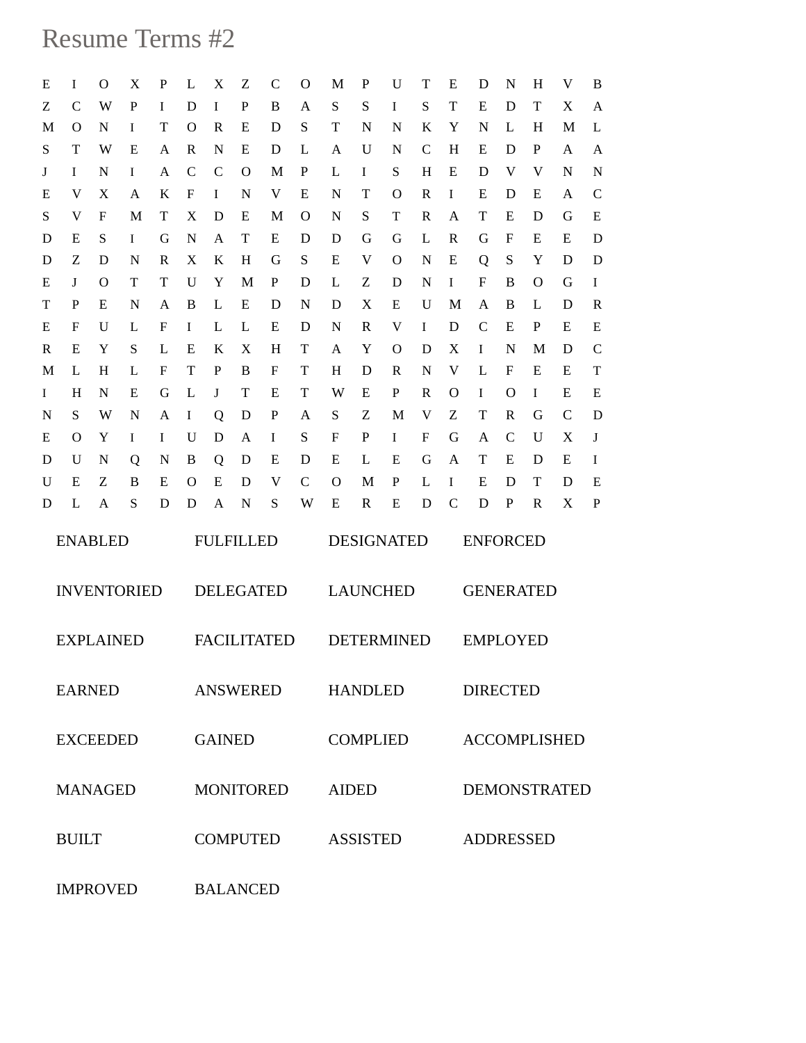# Resume Terms #2

```
E I O X P L X Z C O M P U T E D N H V B
Z C W P I D I P B A S S I S T E D T X A
M O N I T O R E D S T N N K Y N L H M L
S T W E A R N E D L A U N C H E D P A A
J I N I A C C O M P L I S H E D V V N N
E V X A K F I N V E N T O R I E D E A C
S V F M T X D E M O N S T R A T E D G E
D E S I G N A T E D D G G L R G F E E D
D Z D N R X K H G S E V O N E Q S Y D D
E J O T T U Y M P D L Z D N I F B O G I
T P E N A B L E D N D X E U M A B L D R
E F U L F I L L E D N R V I D C E P E E
R E Y S L E K X H T A Y O D X I N M D C
M L H L F T P B F T H D R N V L F E E T
I H N E G L J T E T W E P R O I O I E E
N S W N A I Q D P A S Z M V Z T R G C D
E O Y I I U D A I S F P I F G A C U X J
D U N Q N B Q D E D E L E G A T E D E I
U E Z B E O E D V C O M P L I E D T D E
D L A S D D A N S W E R E D C D P R X P
```

| | | | |
|---|---|---|---|
| ENABLED | FULFILLED | DESIGNATED | ENFORCED |
| INVENTORIED | DELEGATED | LAUNCHED | GENERATED |
| EXPLAINED | FACILITATED | DETERMINED | EMPLOYED |
| EARNED | ANSWERED | HANDLED | DIRECTED |
| EXCEEDED | GAINED | COMPLIED | ACCOMPLISHED |
| MANAGED | MONITORED | AIDED | DEMONSTRATED |
| BUILT | COMPUTED | ASSISTED | ADDRESSED |
| IMPROVED | BALANCED | | |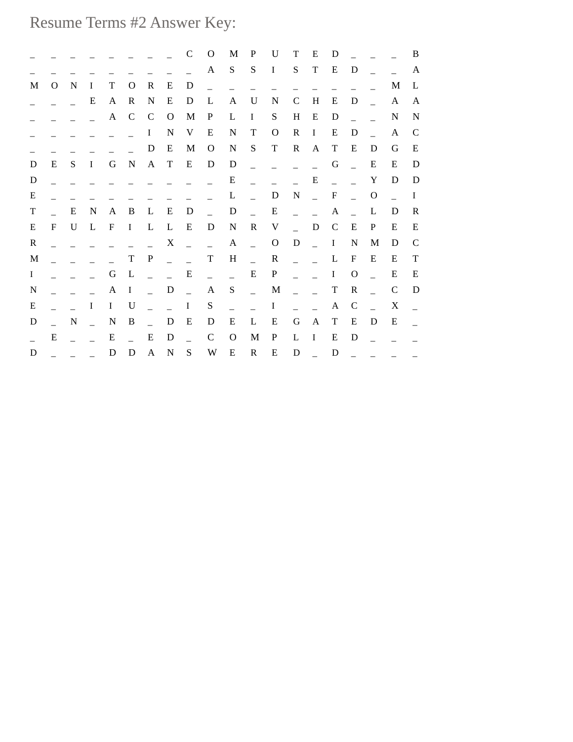# Resume Terms #2 Answer Key:

| | | | | | | | | | | | | | | | | | | | |
|---|---|---|---|---|---|---|---|---|---|---|---|---|---|---|---|---|---|---|---|
| _ | _ | _ | _ | _ | _ | _ | _ | C | O | M | P | U | T | E | D | _ | _ | _ | B |
| _ | _ | _ | _ | _ | _ | _ | _ | _ | A | S | S | I | S | T | E | D | _ | _ | A |
| M | O | N | I | T | O | R | E | D | _ | _ | _ | _ | _ | _ | _ | _ | _ | M | L |
| _ | _ | _ | E | A | R | N | E | D | L | A | U | N | C | H | E | D | _ | A | A |
| _ | _ | _ | _ | A | C | C | O | M | P | L | I | S | H | E | D | _ | _ | N | N |
| _ | _ | _ | _ | _ | _ | I | N | V | E | N | T | O | R | I | E | D | _ | A | C |
| _ | _ | _ | _ | _ | _ | D | E | M | O | N | S | T | R | A | T | E | D | G | E |
| D | E | S | I | G | N | A | T | E | D | D | _ | _ | _ | _ | G | _ | E | E | D |
| D | _ | _ | _ | _ | _ | _ | _ | _ | _ | E | _ | _ | _ | E | _ | _ | Y | D | D |
| E | _ | _ | _ | _ | _ | _ | _ | _ | _ | L | _ | D | N | _ | F | _ | O | _ | I |
| T | _ | E | N | A | B | L | E | D | _ | D | _ | E | _ | _ | A | _ | L | D | R |
| E | F | U | L | F | I | L | L | E | D | N | R | V | _ | D | C | E | P | E | E |
| R | _ | _ | _ | _ | _ | _ | X | _ | _ | A | _ | O | D | _ | I | N | M | D | C |
| M | _ | _ | _ | _ | T | P | _ | _ | T | H | _ | R | _ | _ | L | F | E | E | T |
| I | _ | _ | _ | G | L | _ | _ | E | _ | _ | E | P | _ | _ | I | O | _ | E | E |
| N | _ | _ | _ | A | I | _ | D | _ | A | S | _ | M | _ | _ | T | R | _ | C | D |
| E | _ | _ | I | I | U | _ | _ | I | S | _ | _ | I | _ | _ | A | C | _ | X | _ |
| D | _ | N | _ | N | B | _ | D | E | D | E | L | E | G | A | T | E | D | E | _ |
| _ | E | _ | _ | E | _ | E | D | _ | C | O | M | P | L | I | E | D | _ | _ | _ |
| D | _ | _ | _ | D | D | A | N | S | W | E | R | E | D | _ | D | _ | _ | _ | _ |